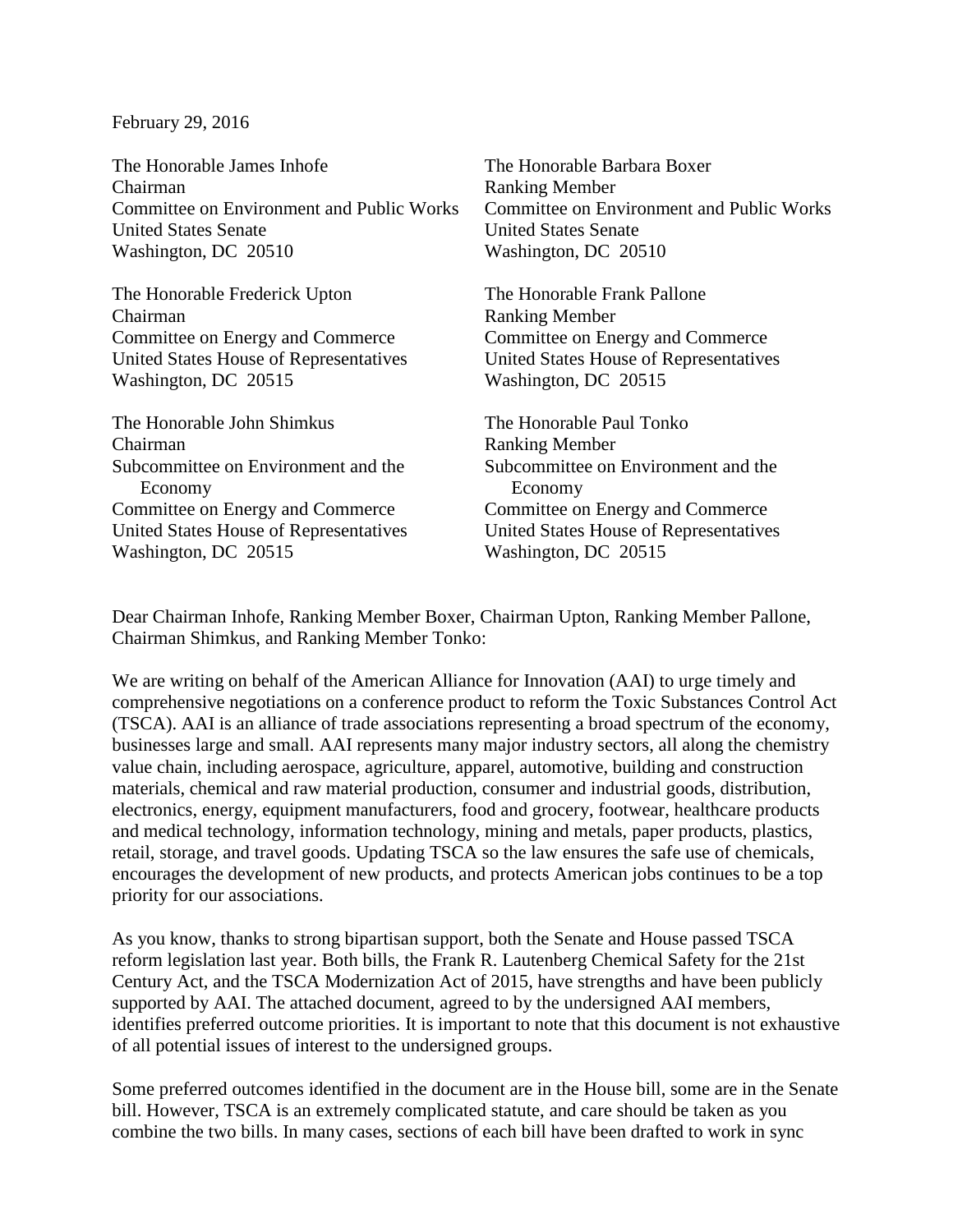February 29, 2016

The Honorable James Inhofe
Chairman
Committee on Environment and Public Works
United States Senate
Washington, DC 20510

The Honorable Barbara Boxer
Ranking Member
Committee on Environment and Public Works
United States Senate
Washington, DC 20510

The Honorable Frederick Upton
Chairman
Committee on Energy and Commerce
United States House of Representatives
Washington, DC 20515

The Honorable Frank Pallone
Ranking Member
Committee on Energy and Commerce
United States House of Representatives
Washington, DC 20515

The Honorable John Shimkus
Chairman
Subcommittee on Environment and the Economy
Committee on Energy and Commerce
United States House of Representatives
Washington, DC 20515

The Honorable Paul Tonko
Ranking Member
Subcommittee on Environment and the Economy
Committee on Energy and Commerce
United States House of Representatives
Washington, DC 20515

Dear Chairman Inhofe, Ranking Member Boxer, Chairman Upton, Ranking Member Pallone, Chairman Shimkus, and Ranking Member Tonko:

We are writing on behalf of the American Alliance for Innovation (AAI) to urge timely and comprehensive negotiations on a conference product to reform the Toxic Substances Control Act (TSCA). AAI is an alliance of trade associations representing a broad spectrum of the economy, businesses large and small. AAI represents many major industry sectors, all along the chemistry value chain, including aerospace, agriculture, apparel, automotive, building and construction materials, chemical and raw material production, consumer and industrial goods, distribution, electronics, energy, equipment manufacturers, food and grocery, footwear, healthcare products and medical technology, information technology, mining and metals, paper products, plastics, retail, storage, and travel goods. Updating TSCA so the law ensures the safe use of chemicals, encourages the development of new products, and protects American jobs continues to be a top priority for our associations.

As you know, thanks to strong bipartisan support, both the Senate and House passed TSCA reform legislation last year. Both bills, the Frank R. Lautenberg Chemical Safety for the 21st Century Act, and the TSCA Modernization Act of 2015, have strengths and have been publicly supported by AAI. The attached document, agreed to by the undersigned AAI members, identifies preferred outcome priorities. It is important to note that this document is not exhaustive of all potential issues of interest to the undersigned groups.

Some preferred outcomes identified in the document are in the House bill, some are in the Senate bill. However, TSCA is an extremely complicated statute, and care should be taken as you combine the two bills. In many cases, sections of each bill have been drafted to work in sync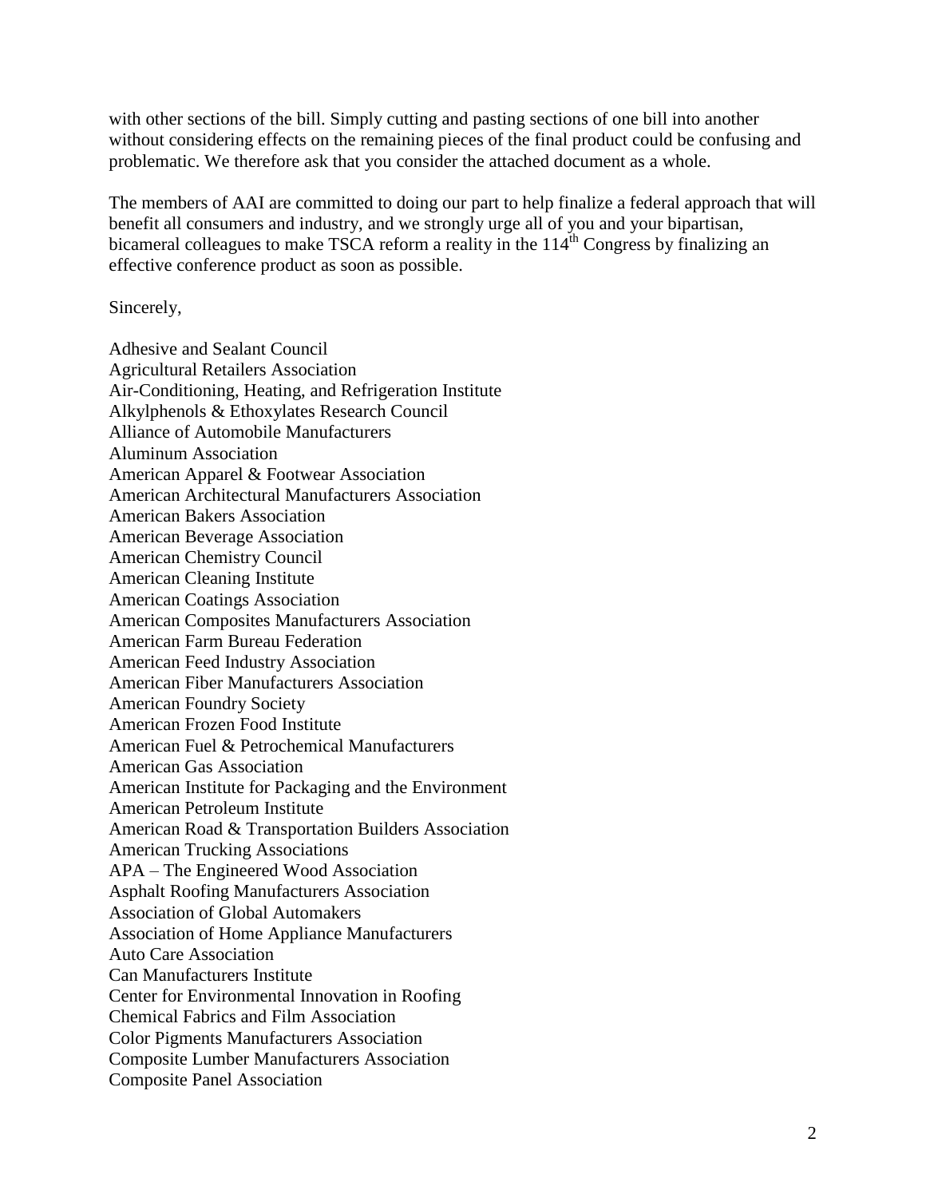with other sections of the bill. Simply cutting and pasting sections of one bill into another without considering effects on the remaining pieces of the final product could be confusing and problematic. We therefore ask that you consider the attached document as a whole.

The members of AAI are committed to doing our part to help finalize a federal approach that will benefit all consumers and industry, and we strongly urge all of you and your bipartisan, bicameral colleagues to make TSCA reform a reality in the 114th Congress by finalizing an effective conference product as soon as possible.

Sincerely,

Adhesive and Sealant Council
Agricultural Retailers Association
Air-Conditioning, Heating, and Refrigeration Institute
Alkylphenols & Ethoxylates Research Council
Alliance of Automobile Manufacturers
Aluminum Association
American Apparel & Footwear Association
American Architectural Manufacturers Association
American Bakers Association
American Beverage Association
American Chemistry Council
American Cleaning Institute
American Coatings Association
American Composites Manufacturers Association
American Farm Bureau Federation
American Feed Industry Association
American Fiber Manufacturers Association
American Foundry Society
American Frozen Food Institute
American Fuel & Petrochemical Manufacturers
American Gas Association
American Institute for Packaging and the Environment
American Petroleum Institute
American Road & Transportation Builders Association
American Trucking Associations
APA – The Engineered Wood Association
Asphalt Roofing Manufacturers Association
Association of Global Automakers
Association of Home Appliance Manufacturers
Auto Care Association
Can Manufacturers Institute
Center for Environmental Innovation in Roofing
Chemical Fabrics and Film Association
Color Pigments Manufacturers Association
Composite Lumber Manufacturers Association
Composite Panel Association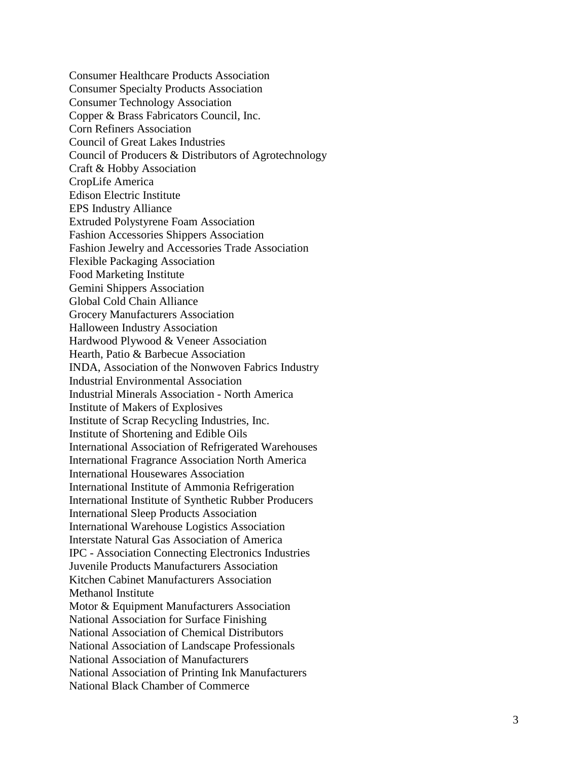Consumer Healthcare Products Association
Consumer Specialty Products Association
Consumer Technology Association
Copper & Brass Fabricators Council, Inc.
Corn Refiners Association
Council of Great Lakes Industries
Council of Producers & Distributors of Agrotechnology
Craft & Hobby Association
CropLife America
Edison Electric Institute
EPS Industry Alliance
Extruded Polystyrene Foam Association
Fashion Accessories Shippers Association
Fashion Jewelry and Accessories Trade Association
Flexible Packaging Association
Food Marketing Institute
Gemini Shippers Association
Global Cold Chain Alliance
Grocery Manufacturers Association
Halloween Industry Association
Hardwood Plywood & Veneer Association
Hearth, Patio & Barbecue Association
INDA, Association of the Nonwoven Fabrics Industry
Industrial Environmental Association
Industrial Minerals Association - North America
Institute of Makers of Explosives
Institute of Scrap Recycling Industries, Inc.
Institute of Shortening and Edible Oils
International Association of Refrigerated Warehouses
International Fragrance Association North America
International Housewares Association
International Institute of Ammonia Refrigeration
International Institute of Synthetic Rubber Producers
International Sleep Products Association
International Warehouse Logistics Association
Interstate Natural Gas Association of America
IPC - Association Connecting Electronics Industries
Juvenile Products Manufacturers Association
Kitchen Cabinet Manufacturers Association
Methanol Institute
Motor & Equipment Manufacturers Association
National Association for Surface Finishing
National Association of Chemical Distributors
National Association of Landscape Professionals
National Association of Manufacturers
National Association of Printing Ink Manufacturers
National Black Chamber of Commerce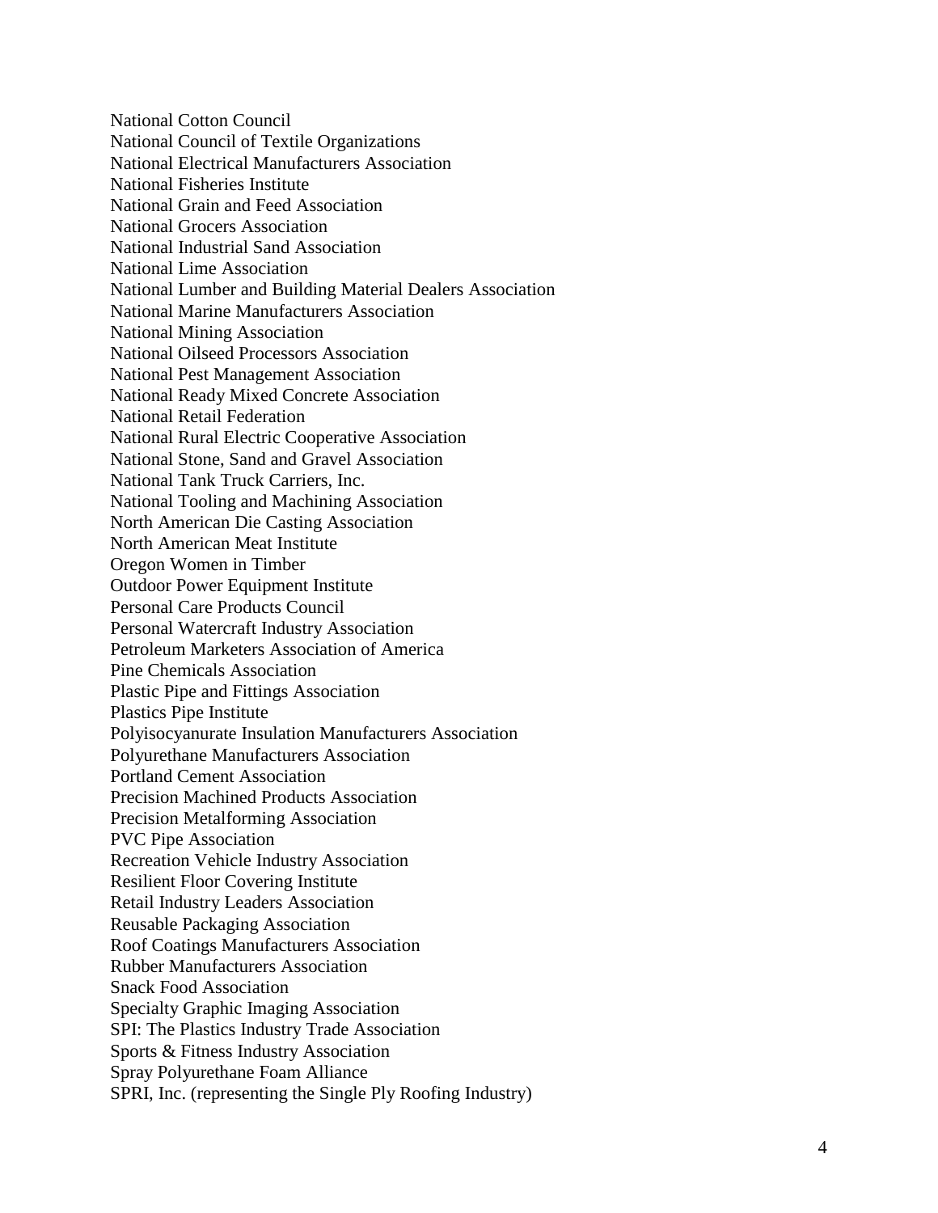National Cotton Council
National Council of Textile Organizations
National Electrical Manufacturers Association
National Fisheries Institute
National Grain and Feed Association
National Grocers Association
National Industrial Sand Association
National Lime Association
National Lumber and Building Material Dealers Association
National Marine Manufacturers Association
National Mining Association
National Oilseed Processors Association
National Pest Management Association
National Ready Mixed Concrete Association
National Retail Federation
National Rural Electric Cooperative Association
National Stone, Sand and Gravel Association
National Tank Truck Carriers, Inc.
National Tooling and Machining Association
North American Die Casting Association
North American Meat Institute
Oregon Women in Timber
Outdoor Power Equipment Institute
Personal Care Products Council
Personal Watercraft Industry Association
Petroleum Marketers Association of America
Pine Chemicals Association
Plastic Pipe and Fittings Association
Plastics Pipe Institute
Polyisocyanurate Insulation Manufacturers Association
Polyurethane Manufacturers Association
Portland Cement Association
Precision Machined Products Association
Precision Metalforming Association
PVC Pipe Association
Recreation Vehicle Industry Association
Resilient Floor Covering Institute
Retail Industry Leaders Association
Reusable Packaging Association
Roof Coatings Manufacturers Association
Rubber Manufacturers Association
Snack Food Association
Specialty Graphic Imaging Association
SPI: The Plastics Industry Trade Association
Sports & Fitness Industry Association
Spray Polyurethane Foam Alliance
SPRI, Inc. (representing the Single Ply Roofing Industry)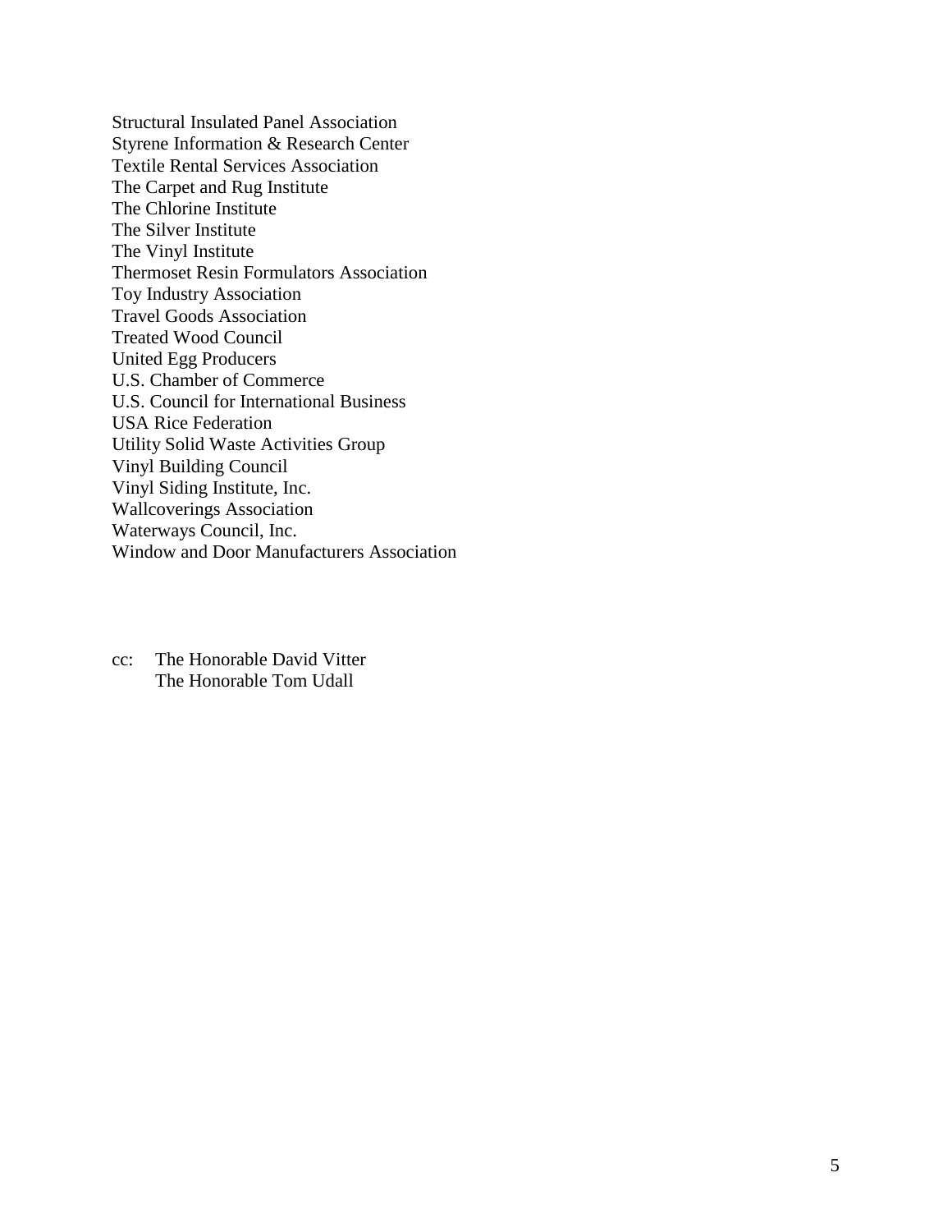Structural Insulated Panel Association
Styrene Information & Research Center
Textile Rental Services Association
The Carpet and Rug Institute
The Chlorine Institute
The Silver Institute
The Vinyl Institute
Thermoset Resin Formulators Association
Toy Industry Association
Travel Goods Association
Treated Wood Council
United Egg Producers
U.S. Chamber of Commerce
U.S. Council for International Business
USA Rice Federation
Utility Solid Waste Activities Group
Vinyl Building Council
Vinyl Siding Institute, Inc.
Wallcoverings Association
Waterways Council, Inc.
Window and Door Manufacturers Association

cc: The Honorable David Vitter
The Honorable Tom Udall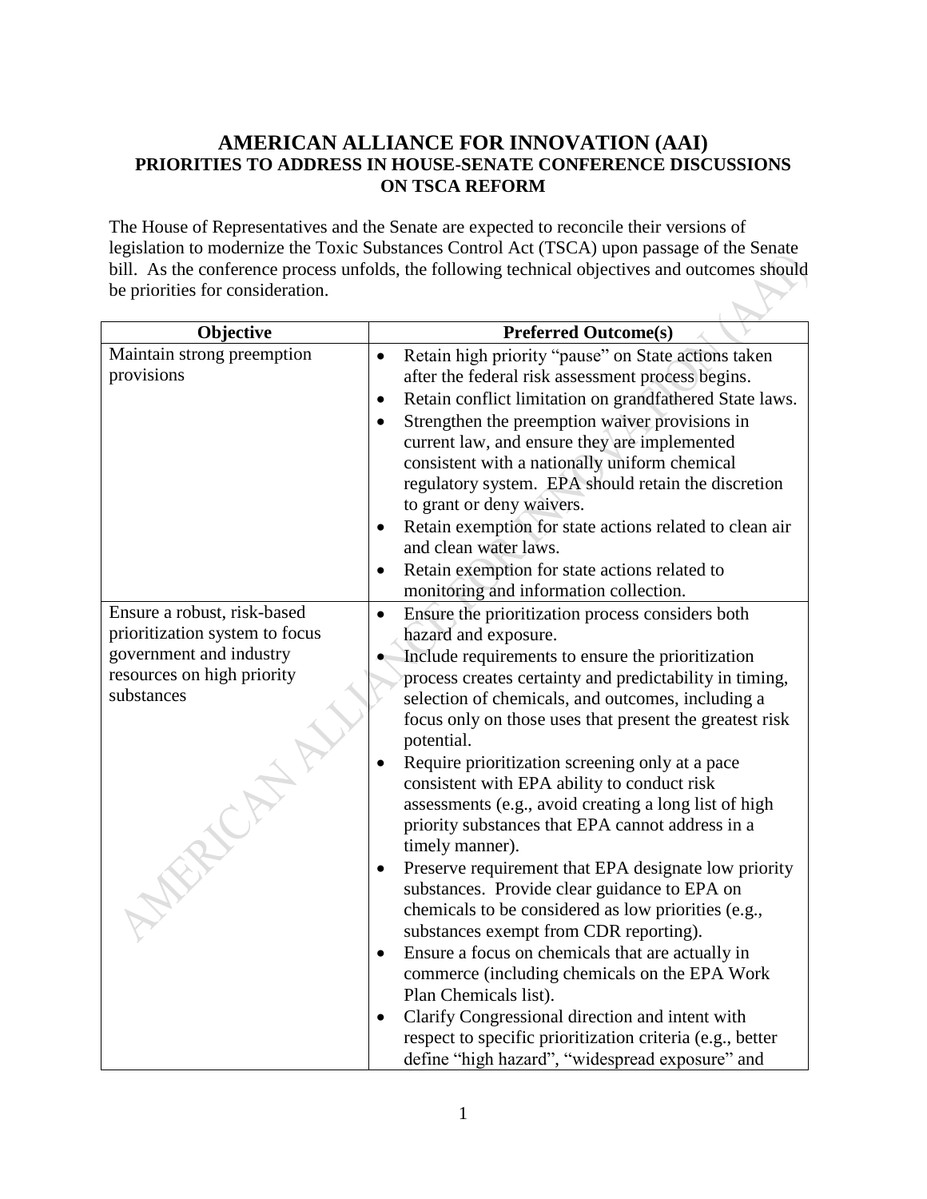# AMERICAN ALLIANCE FOR INNOVATION (AAI)

## PRIORITIES TO ADDRESS IN HOUSE-SENATE CONFERENCE DISCUSSIONS ON TSCA REFORM

The House of Representatives and the Senate are expected to reconcile their versions of legislation to modernize the Toxic Substances Control Act (TSCA) upon passage of the Senate bill. As the conference process unfolds, the following technical objectives and outcomes should be priorities for consideration.

| Objective | Preferred Outcome(s) |
|---|---|
| Maintain strong preemption provisions | • Retain high priority "pause" on State actions taken after the federal risk assessment process begins.<br>• Retain conflict limitation on grandfathered State laws.<br>• Strengthen the preemption waiver provisions in current law, and ensure they are implemented consistent with a nationally uniform chemical regulatory system. EPA should retain the discretion to grant or deny waivers.<br>• Retain exemption for state actions related to clean air and clean water laws.<br>• Retain exemption for state actions related to monitoring and information collection. |
| Ensure a robust, risk-based prioritization system to focus government and industry resources on high priority substances | • Ensure the prioritization process considers both hazard and exposure.<br>• Include requirements to ensure the prioritization process creates certainty and predictability in timing, selection of chemicals, and outcomes, including a focus only on those uses that present the greatest risk potential.<br>• Require prioritization screening only at a pace consistent with EPA ability to conduct risk assessments (e.g., avoid creating a long list of high priority substances that EPA cannot address in a timely manner).<br>• Preserve requirement that EPA designate low priority substances. Provide clear guidance to EPA on chemicals to be considered as low priorities (e.g., substances exempt from CDR reporting).<br>• Ensure a focus on chemicals that are actually in commerce (including chemicals on the EPA Work Plan Chemicals list).<br>• Clarify Congressional direction and intent with respect to specific prioritization criteria (e.g., better define "high hazard", "widespread exposure" and |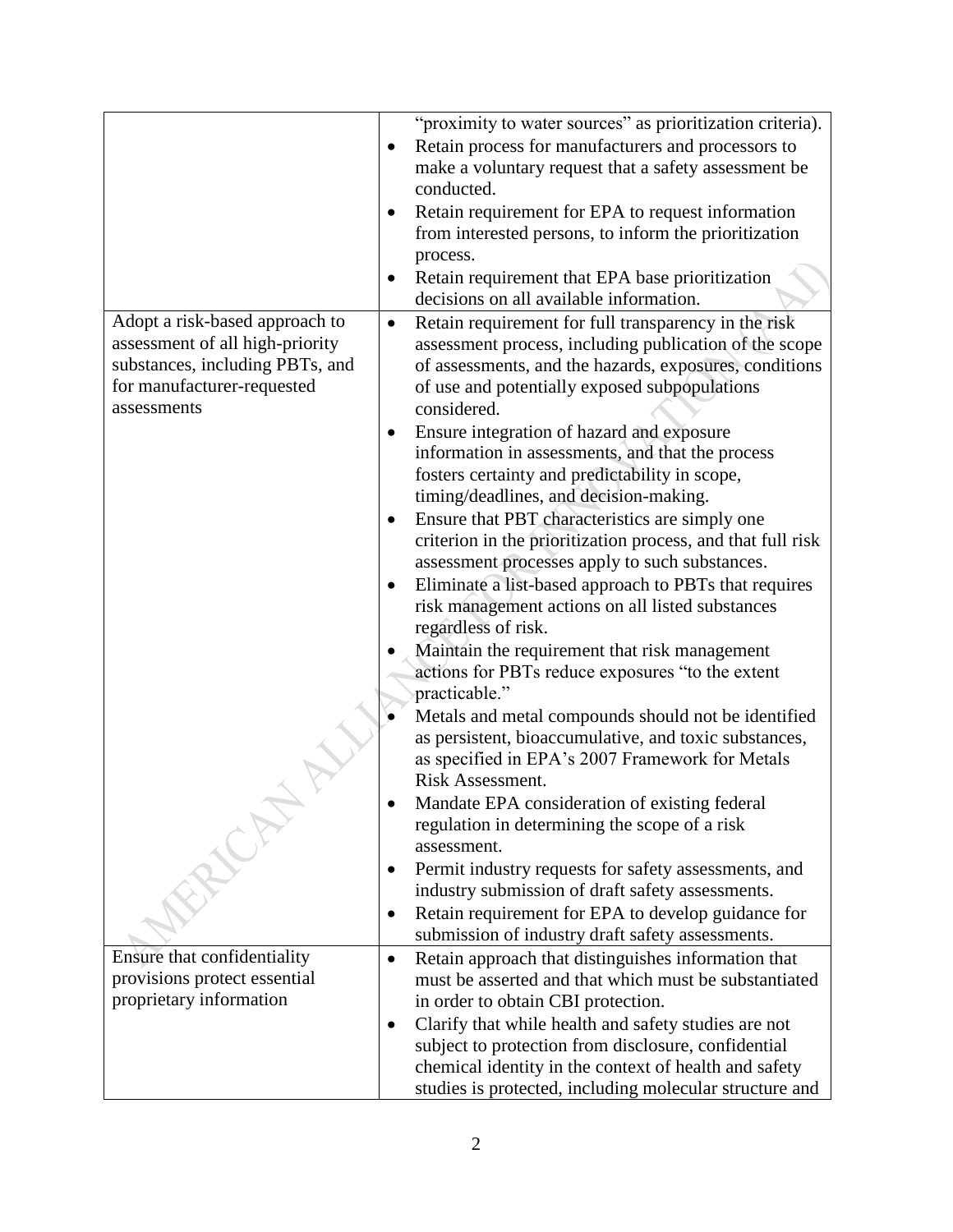| | |
|---|---|
| | "proximity to water sources" as prioritization criteria).<br>• Retain process for manufacturers and processors to make a voluntary request that a safety assessment be conducted.<br>• Retain requirement for EPA to request information from interested persons, to inform the prioritization process.<br>• Retain requirement that EPA base prioritization decisions on all available information. |
| Adopt a risk-based approach to assessment of all high-priority substances, including PBTs, and for manufacturer-requested assessments | • Retain requirement for full transparency in the risk assessment process, including publication of the scope of assessments, and the hazards, exposures, conditions of use and potentially exposed subpopulations considered.<br>• Ensure integration of hazard and exposure information in assessments, and that the process fosters certainty and predictability in scope, timing/deadlines, and decision-making.<br>• Ensure that PBT characteristics are simply one criterion in the prioritization process, and that full risk assessment processes apply to such substances.<br>• Eliminate a list-based approach to PBTs that requires risk management actions on all listed substances regardless of risk.<br>• Maintain the requirement that risk management actions for PBTs reduce exposures "to the extent practicable."<br>• Metals and metal compounds should not be identified as persistent, bioaccumulative, and toxic substances, as specified in EPA's 2007 Framework for Metals Risk Assessment.<br>• Mandate EPA consideration of existing federal regulation in determining the scope of a risk assessment.<br>• Permit industry requests for safety assessments, and industry submission of draft safety assessments.<br>• Retain requirement for EPA to develop guidance for submission of industry draft safety assessments. |
| Ensure that confidentiality provisions protect essential proprietary information | • Retain approach that distinguishes information that must be asserted and that which must be substantiated in order to obtain CBI protection.<br>• Clarify that while health and safety studies are not subject to protection from disclosure, confidential chemical identity in the context of health and safety studies is protected, including molecular structure and |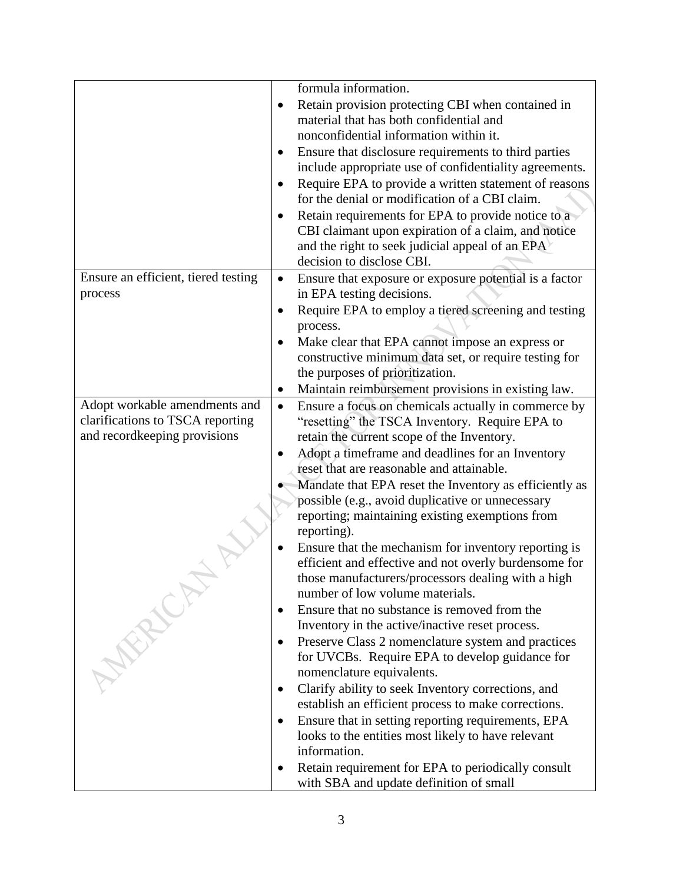|  |  |
|---|---|
|  | formula information.<br>• Retain provision protecting CBI when contained in material that has both confidential and nonconfidential information within it.<br>• Ensure that disclosure requirements to third parties include appropriate use of confidentiality agreements.<br>• Require EPA to provide a written statement of reasons for the denial or modification of a CBI claim.<br>• Retain requirements for EPA to provide notice to a CBI claimant upon expiration of a claim, and notice and the right to seek judicial appeal of an EPA decision to disclose CBI. |
| Ensure an efficient, tiered testing process | • Ensure that exposure or exposure potential is a factor in EPA testing decisions.<br>• Require EPA to employ a tiered screening and testing process.<br>• Make clear that EPA cannot impose an express or constructive minimum data set, or require testing for the purposes of prioritization.<br>• Maintain reimbursement provisions in existing law. |
| Adopt workable amendments and clarifications to TSCA reporting and recordkeeping provisions | • Ensure a focus on chemicals actually in commerce by "resetting" the TSCA Inventory. Require EPA to retain the current scope of the Inventory.<br>• Adopt a timeframe and deadlines for an Inventory reset that are reasonable and attainable.<br>• Mandate that EPA reset the Inventory as efficiently as possible (e.g., avoid duplicative or unnecessary reporting; maintaining existing exemptions from reporting).<br>• Ensure that the mechanism for inventory reporting is efficient and effective and not overly burdensome for those manufacturers/processors dealing with a high number of low volume materials.<br>• Ensure that no substance is removed from the Inventory in the active/inactive reset process.<br>• Preserve Class 2 nomenclature system and practices for UVCBs. Require EPA to develop guidance for nomenclature equivalents.<br>• Clarify ability to seek Inventory corrections, and establish an efficient process to make corrections.<br>• Ensure that in setting reporting requirements, EPA looks to the entities most likely to have relevant information.<br>• Retain requirement for EPA to periodically consult with SBA and update definition of small |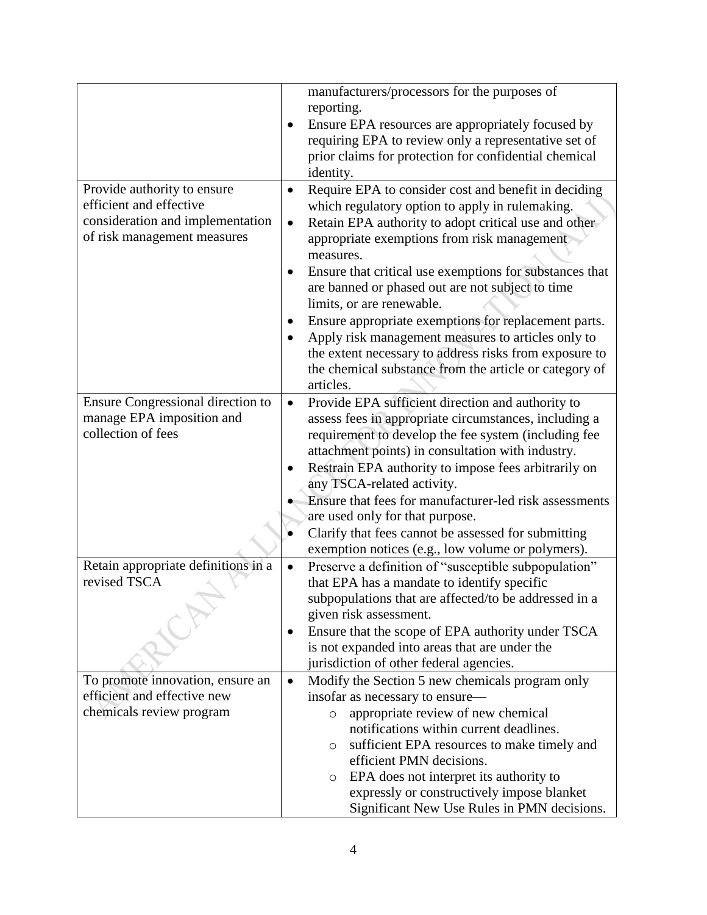| | |
|---|---|
| | manufacturers/processors for the purposes of reporting.<br>• Ensure EPA resources are appropriately focused by requiring EPA to review only a representative set of prior claims for protection for confidential chemical identity. |
| Provide authority to ensure efficient and effective consideration and implementation of risk management measures | • Require EPA to consider cost and benefit in deciding which regulatory option to apply in rulemaking.<br>• Retain EPA authority to adopt critical use and other appropriate exemptions from risk management measures.<br>• Ensure that critical use exemptions for substances that are banned or phased out are not subject to time limits, or are renewable.<br>• Ensure appropriate exemptions for replacement parts.<br>• Apply risk management measures to articles only to the extent necessary to address risks from exposure to the chemical substance from the article or category of articles. |
| Ensure Congressional direction to manage EPA imposition and collection of fees | • Provide EPA sufficient direction and authority to assess fees in appropriate circumstances, including a requirement to develop the fee system (including fee attachment points) in consultation with industry.<br>• Restrain EPA authority to impose fees arbitrarily on any TSCA-related activity.<br>• Ensure that fees for manufacturer-led risk assessments are used only for that purpose.<br>• Clarify that fees cannot be assessed for submitting exemption notices (e.g., low volume or polymers). |
| Retain appropriate definitions in a revised TSCA | • Preserve a definition of "susceptible subpopulation" that EPA has a mandate to identify specific subpopulations that are affected/to be addressed in a given risk assessment.<br>• Ensure that the scope of EPA authority under TSCA is not expanded into areas that are under the jurisdiction of other federal agencies. |
| To promote innovation, ensure an efficient and effective new chemicals review program | • Modify the Section 5 new chemicals program only insofar as necessary to ensure—<br>  ○ appropriate review of new chemical notifications within current deadlines.<br>  ○ sufficient EPA resources to make timely and efficient PMN decisions.<br>  ○ EPA does not interpret its authority to expressly or constructively impose blanket Significant New Use Rules in PMN decisions. |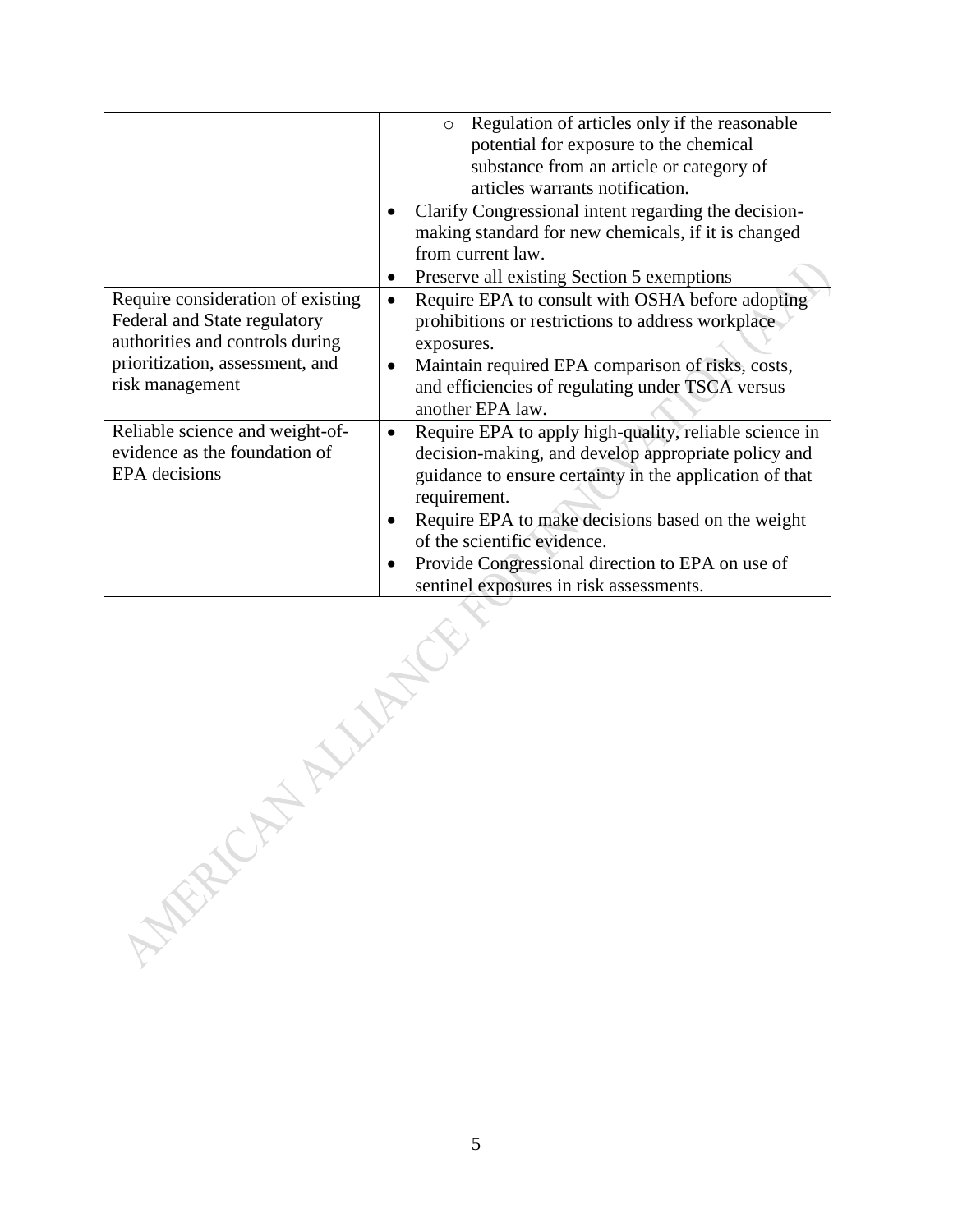| | |
|---|---|
| | ◦ Regulation of articles only if the reasonable potential for exposure to the chemical substance from an article or category of articles warrants notification.<br>• Clarify Congressional intent regarding the decision-making standard for new chemicals, if it is changed from current law.<br>• Preserve all existing Section 5 exemptions |
| Require consideration of existing Federal and State regulatory authorities and controls during prioritization, assessment, and risk management | • Require EPA to consult with OSHA before adopting prohibitions or restrictions to address workplace exposures.<br>• Maintain required EPA comparison of risks, costs, and efficiencies of regulating under TSCA versus another EPA law. |
| Reliable science and weight-of-evidence as the foundation of EPA decisions | • Require EPA to apply high-quality, reliable science in decision-making, and develop appropriate policy and guidance to ensure certainty in the application of that requirement.<br>• Require EPA to make decisions based on the weight of the scientific evidence.<br>• Provide Congressional direction to EPA on use of sentinel exposures in risk assessments. |